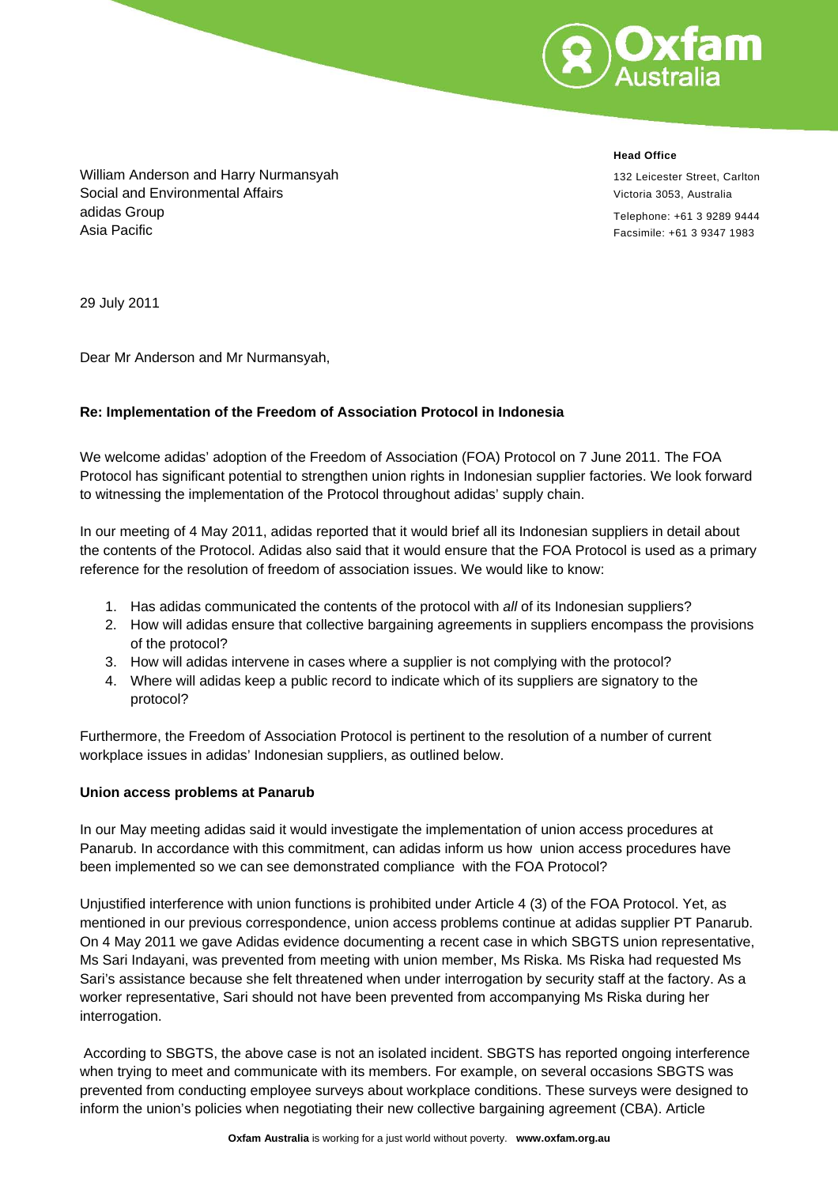**Head Office**

132 Leicester Street, Carlton
Victoria 3053, Australia

Telephone: +61 3 9289 9444
Facsimile: +61 3 9347 1983

William Anderson and Harry Nurmansyah
Social and Environmental Affairs
adidas Group
Asia Pacific

29 July 2011

Dear Mr Anderson and Mr Nurmansyah,

**Re: Implementation of the Freedom of Association Protocol in Indonesia**

We welcome adidas' adoption of the Freedom of Association (FOA) Protocol on 7 June 2011. The FOA Protocol has significant potential to strengthen union rights in Indonesian supplier factories. We look forward to witnessing the implementation of the Protocol throughout adidas' supply chain.

In our meeting of 4 May 2011, adidas reported that it would brief all its Indonesian suppliers in detail about the contents of the Protocol. Adidas also said that it would ensure that the FOA Protocol is used as a primary reference for the resolution of freedom of association issues. We would like to know:

1. Has adidas communicated the contents of the protocol with *all* of its Indonesian suppliers?
2. How will adidas ensure that collective bargaining agreements in suppliers encompass the provisions of the protocol?
3. How will adidas intervene in cases where a supplier is not complying with the protocol?
4. Where will adidas keep a public record to indicate which of its suppliers are signatory to the protocol?

Furthermore, the Freedom of Association Protocol is pertinent to the resolution of a number of current workplace issues in adidas' Indonesian suppliers, as outlined below.

**Union access problems at Panarub**

In our May meeting adidas said it would investigate the implementation of union access procedures at Panarub. In accordance with this commitment, can adidas inform us how union access procedures have been implemented so we can see demonstrated compliance with the FOA Protocol?

Unjustified interference with union functions is prohibited under Article 4 (3) of the FOA Protocol. Yet, as mentioned in our previous correspondence, union access problems continue at adidas supplier PT Panarub. On 4 May 2011 we gave Adidas evidence documenting a recent case in which SBGTS union representative, Ms Sari Indayani, was prevented from meeting with union member, Ms Riska. Ms Riska had requested Ms Sari's assistance because she felt threatened when under interrogation by security staff at the factory. As a worker representative, Sari should not have been prevented from accompanying Ms Riska during her interrogation.

According to SBGTS, the above case is not an isolated incident. SBGTS has reported ongoing interference when trying to meet and communicate with its members. For example, on several occasions SBGTS was prevented from conducting employee surveys about workplace conditions. These surveys were designed to inform the union's policies when negotiating their new collective bargaining agreement (CBA). Article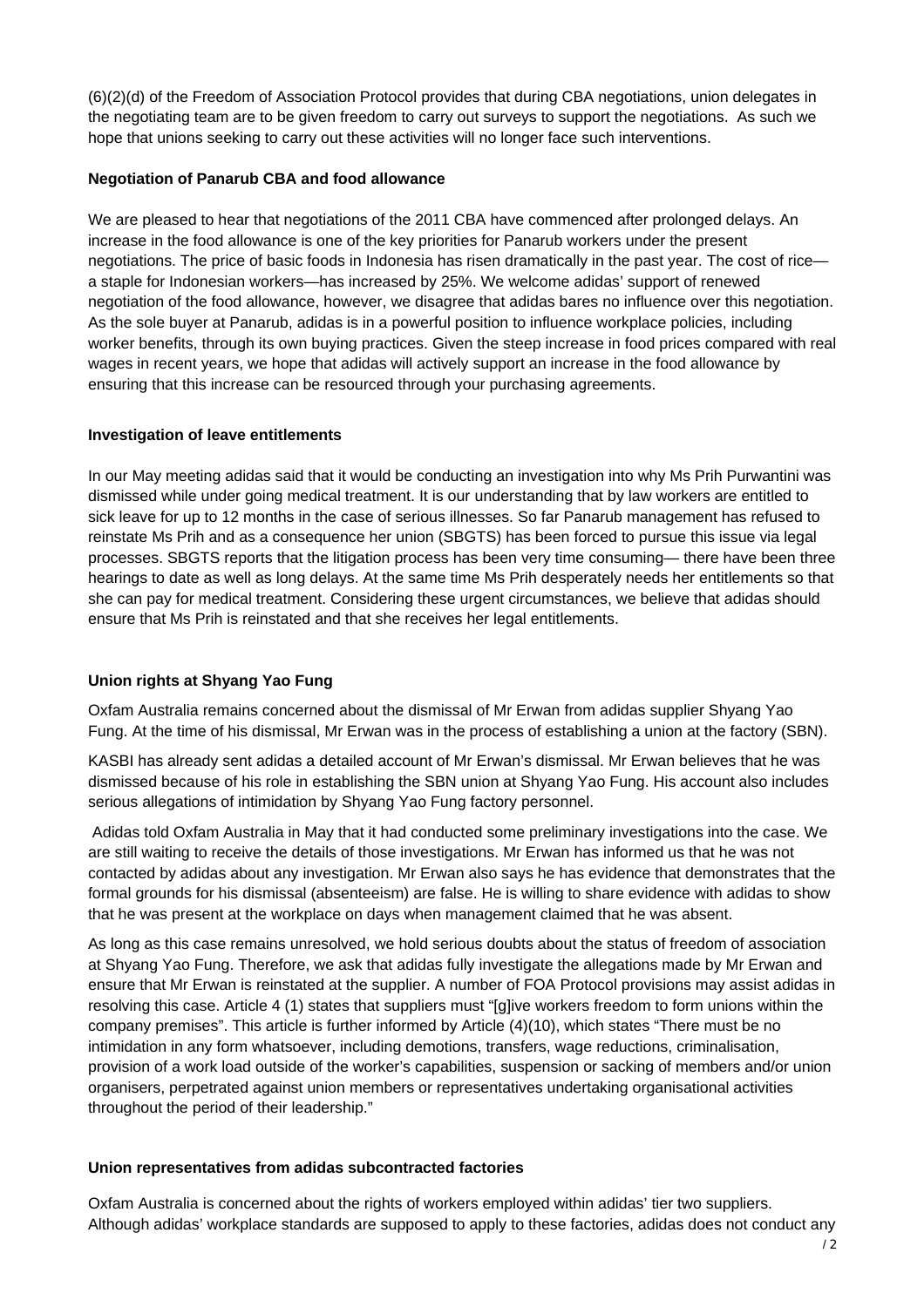(6)(2)(d) of the Freedom of Association Protocol provides that during CBA negotiations, union delegates in the negotiating team are to be given freedom to carry out surveys to support the negotiations. As such we hope that unions seeking to carry out these activities will no longer face such interventions.

**Negotiation of Panarub CBA and food allowance**

We are pleased to hear that negotiations of the 2011 CBA have commenced after prolonged delays. An increase in the food allowance is one of the key priorities for Panarub workers under the present negotiations. The price of basic foods in Indonesia has risen dramatically in the past year. The cost of rice—a staple for Indonesian workers—has increased by 25%. We welcome adidas' support of renewed negotiation of the food allowance, however, we disagree that adidas bares no influence over this negotiation. As the sole buyer at Panarub, adidas is in a powerful position to influence workplace policies, including worker benefits, through its own buying practices. Given the steep increase in food prices compared with real wages in recent years, we hope that adidas will actively support an increase in the food allowance by ensuring that this increase can be resourced through your purchasing agreements.

**Investigation of leave entitlements**

In our May meeting adidas said that it would be conducting an investigation into why Ms Prih Purwantini was dismissed while under going medical treatment. It is our understanding that by law workers are entitled to sick leave for up to 12 months in the case of serious illnesses. So far Panarub management has refused to reinstate Ms Prih and as a consequence her union (SBGTS) has been forced to pursue this issue via legal processes. SBGTS reports that the litigation process has been very time consuming— there have been three hearings to date as well as long delays. At the same time Ms Prih desperately needs her entitlements so that she can pay for medical treatment. Considering these urgent circumstances, we believe that adidas should ensure that Ms Prih is reinstated and that she receives her legal entitlements.

**Union rights at Shyang Yao Fung**

Oxfam Australia remains concerned about the dismissal of Mr Erwan from adidas supplier Shyang Yao Fung. At the time of his dismissal, Mr Erwan was in the process of establishing a union at the factory (SBN).

KASBI has already sent adidas a detailed account of Mr Erwan's dismissal. Mr Erwan believes that he was dismissed because of his role in establishing the SBN union at Shyang Yao Fung. His account also includes serious allegations of intimidation by Shyang Yao Fung factory personnel.

Adidas told Oxfam Australia in May that it had conducted some preliminary investigations into the case. We are still waiting to receive the details of those investigations. Mr Erwan has informed us that he was not contacted by adidas about any investigation. Mr Erwan also says he has evidence that demonstrates that the formal grounds for his dismissal (absenteeism) are false. He is willing to share evidence with adidas to show that he was present at the workplace on days when management claimed that he was absent.

As long as this case remains unresolved, we hold serious doubts about the status of freedom of association at Shyang Yao Fung. Therefore, we ask that adidas fully investigate the allegations made by Mr Erwan and ensure that Mr Erwan is reinstated at the supplier. A number of FOA Protocol provisions may assist adidas in resolving this case. Article 4 (1) states that suppliers must "[g]ive workers freedom to form unions within the company premises". This article is further informed by Article (4)(10), which states "There must be no intimidation in any form whatsoever, including demotions, transfers, wage reductions, criminalisation, provision of a work load outside of the worker's capabilities, suspension or sacking of members and/or union organisers, perpetrated against union members or representatives undertaking organisational activities throughout the period of their leadership."

**Union representatives from adidas subcontracted factories**

Oxfam Australia is concerned about the rights of workers employed within adidas' tier two suppliers. Although adidas' workplace standards are supposed to apply to these factories, adidas does not conduct any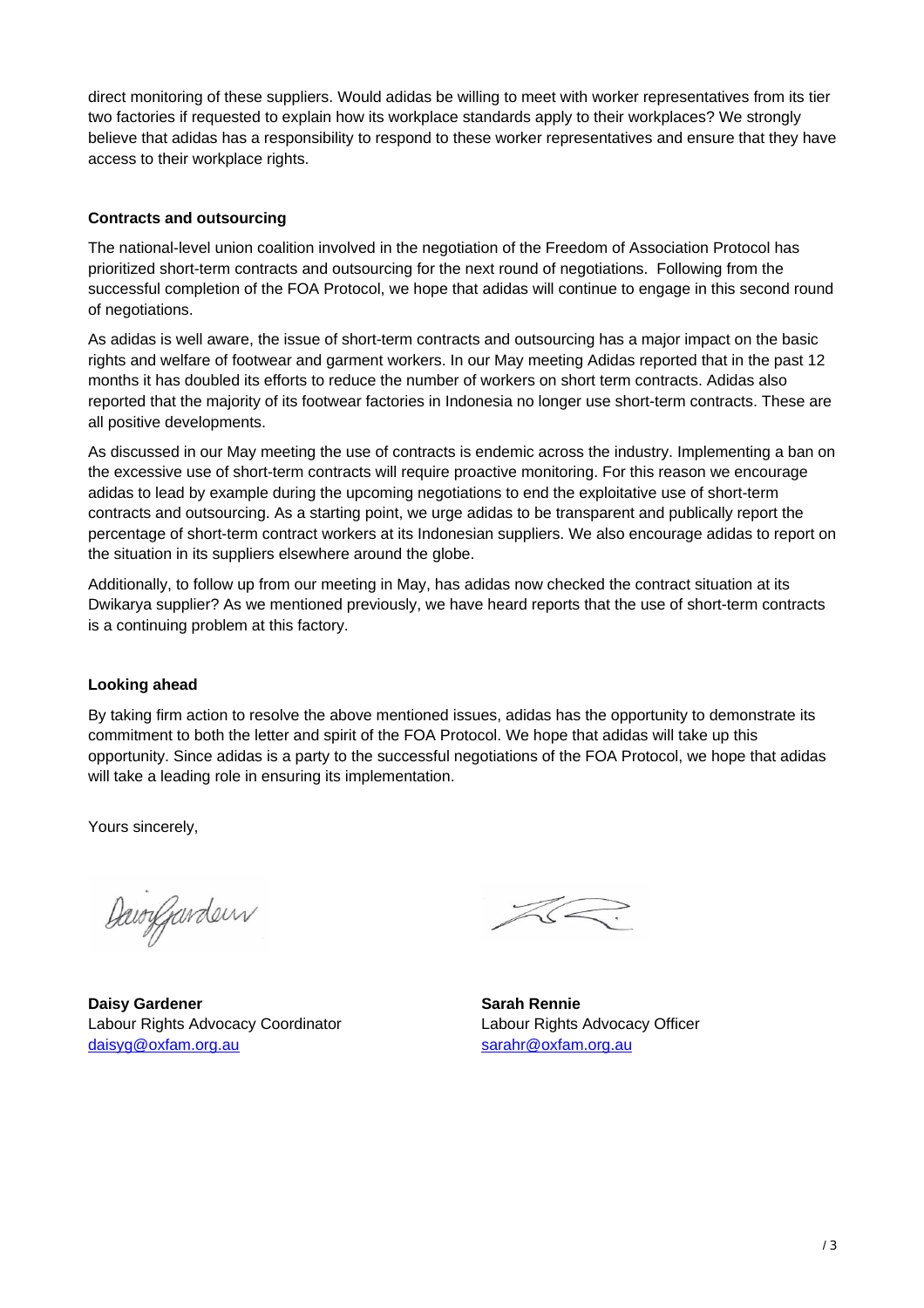direct monitoring of these suppliers. Would adidas be willing to meet with worker representatives from its tier two factories if requested to explain how its workplace standards apply to their workplaces? We strongly believe that adidas has a responsibility to respond to these worker representatives and ensure that they have access to their workplace rights.

**Contracts and outsourcing**

The national-level union coalition involved in the negotiation of the Freedom of Association Protocol has prioritized short-term contracts and outsourcing for the next round of negotiations. Following from the successful completion of the FOA Protocol, we hope that adidas will continue to engage in this second round of negotiations.

As adidas is well aware, the issue of short-term contracts and outsourcing has a major impact on the basic rights and welfare of footwear and garment workers. In our May meeting Adidas reported that in the past 12 months it has doubled its efforts to reduce the number of workers on short term contracts. Adidas also reported that the majority of its footwear factories in Indonesia no longer use short-term contracts. These are all positive developments.

As discussed in our May meeting the use of contracts is endemic across the industry. Implementing a ban on the excessive use of short-term contracts will require proactive monitoring. For this reason we encourage adidas to lead by example during the upcoming negotiations to end the exploitative use of short-term contracts and outsourcing. As a starting point, we urge adidas to be transparent and publically report the percentage of short-term contract workers at its Indonesian suppliers. We also encourage adidas to report on the situation in its suppliers elsewhere around the globe.

Additionally, to follow up from our meeting in May, has adidas now checked the contract situation at its Dwikarya supplier? As we mentioned previously, we have heard reports that the use of short-term contracts is a continuing problem at this factory.

**Looking ahead**

By taking firm action to resolve the above mentioned issues, adidas has the opportunity to demonstrate its commitment to both the letter and spirit of the FOA Protocol. We hope that adidas will take up this opportunity. Since adidas is a party to the successful negotiations of the FOA Protocol, we hope that adidas will take a leading role in ensuring its implementation.

Yours sincerely,

**Daisy Gardener**
Labour Rights Advocacy Coordinator
daisyg@oxfam.org.au

**Sarah Rennie**
Labour Rights Advocacy Officer
sarahr@oxfam.org.au